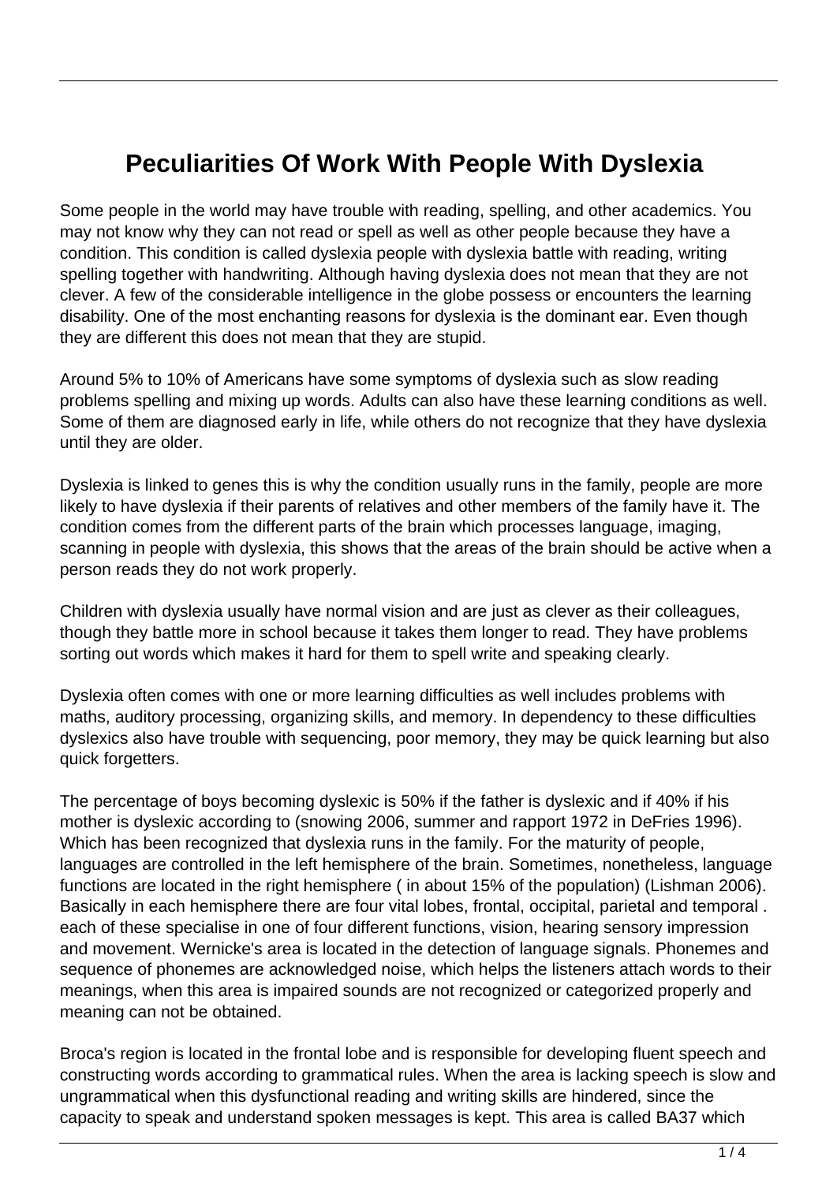# Peculiarities Of Work With People With Dyslexia

Some people in the world may have trouble with reading, spelling, and other academics. You may not know why they can not read or spell as well as other people because they have a condition. This condition is called dyslexia people with dyslexia battle with reading, writing spelling together with handwriting. Although having dyslexia does not mean that they are not clever. A few of the considerable intelligence in the globe possess or encounters the learning disability. One of the most enchanting reasons for dyslexia is the dominant ear. Even though they are different this does not mean that they are stupid.

Around 5% to 10% of Americans have some symptoms of dyslexia such as slow reading problems spelling and mixing up words. Adults can also have these learning conditions as well. Some of them are diagnosed early in life, while others do not recognize that they have dyslexia until they are older.

Dyslexia is linked to genes this is why the condition usually runs in the family, people are more likely to have dyslexia if their parents of relatives and other members of the family have it. The condition comes from the different parts of the brain which processes language, imaging, scanning in people with dyslexia, this shows that the areas of the brain should be active when a person reads they do not work properly.

Children with dyslexia usually have normal vision and are just as clever as their colleagues, though they battle more in school because it takes them longer to read. They have problems sorting out words which makes it hard for them to spell write and speaking clearly.

Dyslexia often comes with one or more learning difficulties as well includes problems with maths, auditory processing, organizing skills, and memory. In dependency to these difficulties dyslexics also have trouble with sequencing, poor memory, they may be quick learning but also quick forgetters.

The percentage of boys becoming dyslexic is 50% if the father is dyslexic and if 40% if his mother is dyslexic according to (snowing 2006, summer and rapport 1972 in DeFries 1996). Which has been recognized that dyslexia runs in the family. For the maturity of people, languages are controlled in the left hemisphere of the brain. Sometimes, nonetheless, language functions are located in the right hemisphere ( in about 15% of the population) (Lishman 2006). Basically in each hemisphere there are four vital lobes, frontal, occipital, parietal and temporal . each of these specialise in one of four different functions, vision, hearing sensory impression and movement. Wernicke's area is located in the detection of language signals. Phonemes and sequence of phonemes are acknowledged noise, which helps the listeners attach words to their meanings, when this area is impaired sounds are not recognized or categorized properly and meaning can not be obtained.

Broca's region is located in the frontal lobe and is responsible for developing fluent speech and constructing words according to grammatical rules. When the area is lacking speech is slow and ungrammatical when this dysfunctional reading and writing skills are hindered, since the capacity to speak and understand spoken messages is kept. This area is called BA37 which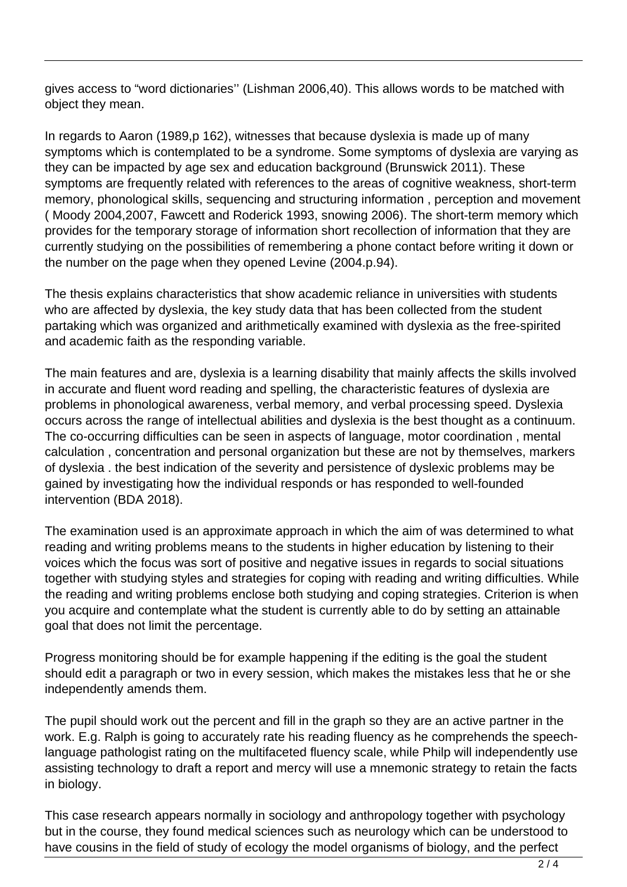gives access to “word dictionaries’’ (Lishman 2006,40). This allows words to be matched with object they mean.

In regards to Aaron (1989,p 162), witnesses that because dyslexia is made up of many symptoms which is contemplated to be a syndrome. Some symptoms of dyslexia are varying as they can be impacted by age sex and education background (Brunswick 2011). These symptoms are frequently related with references to the areas of cognitive weakness, short-term memory, phonological skills, sequencing and structuring information , perception and movement ( Moody 2004,2007, Fawcett and Roderick 1993, snowing 2006). The short-term memory which provides for the temporary storage of information short recollection of information that they are currently studying on the possibilities of remembering a phone contact before writing it down or the number on the page when they opened Levine (2004.p.94).

The thesis explains characteristics that show academic reliance in universities with students who are affected by dyslexia, the key study data that has been collected from the student partaking which was organized and arithmetically examined with dyslexia as the free-spirited and academic faith as the responding variable.

The main features and are, dyslexia is a learning disability that mainly affects the skills involved in accurate and fluent word reading and spelling, the characteristic features of dyslexia are problems in phonological awareness, verbal memory, and verbal processing speed. Dyslexia occurs across the range of intellectual abilities and dyslexia is the best thought as a continuum. The co-occurring difficulties can be seen in aspects of language, motor coordination , mental calculation , concentration and personal organization but these are not by themselves, markers of dyslexia . the best indication of the severity and persistence of dyslexic problems may be gained by investigating how the individual responds or has responded to well-founded intervention (BDA 2018).

The examination used is an approximate approach in which the aim of was determined to what reading and writing problems means to the students in higher education by listening to their voices which the focus was sort of positive and negative issues in regards to social situations together with studying styles and strategies for coping with reading and writing difficulties. While the reading and writing problems enclose both studying and coping strategies. Criterion is when you acquire and contemplate what the student is currently able to do by setting an attainable goal that does not limit the percentage.

Progress monitoring should be for example happening if the editing is the goal the student should edit a paragraph or two in every session, which makes the mistakes less that he or she independently amends them.

The pupil should work out the percent and fill in the graph so they are an active partner in the work. E.g. Ralph is going to accurately rate his reading fluency as he comprehends the speech-language pathologist rating on the multifaceted fluency scale, while Philp will independently use assisting technology to draft a report and mercy will use a mnemonic strategy to retain the facts in biology.

This case research appears normally in sociology and anthropology together with psychology but in the course, they found medical sciences such as neurology which can be understood to have cousins in the field of study of ecology the model organisms of biology, and the perfect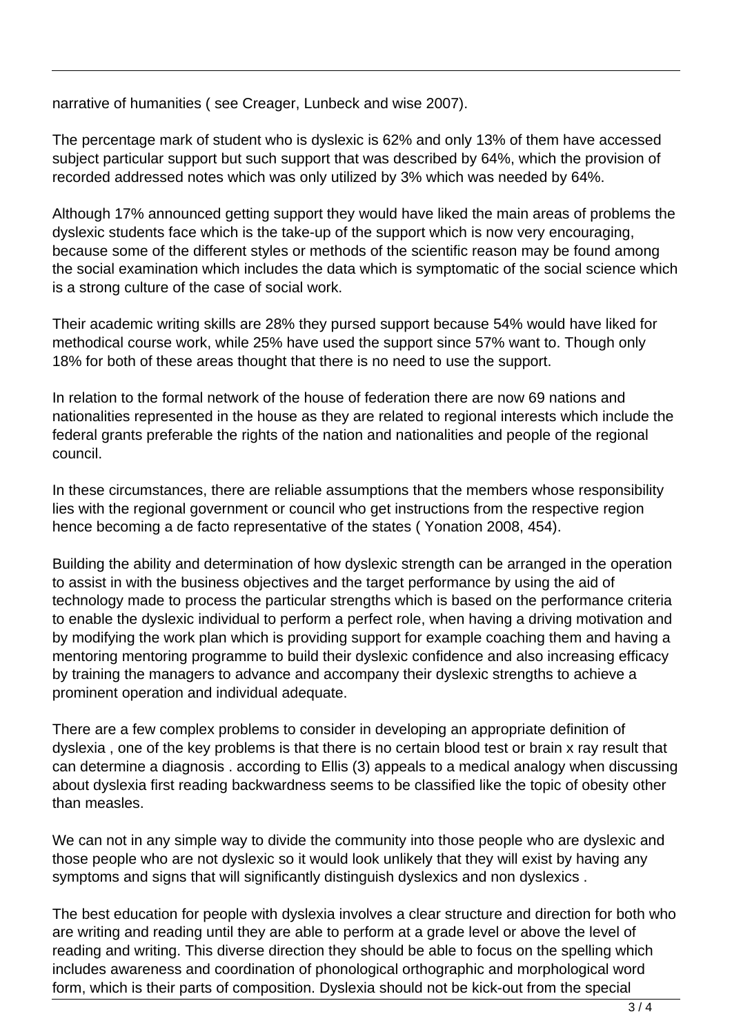narrative of humanities ( see Creager, Lunbeck and wise 2007).

The percentage mark of student who is dyslexic is 62% and only 13% of them have accessed subject particular support but such support that was described by 64%, which the provision of recorded addressed notes which was only utilized by 3% which was needed by 64%.

Although 17% announced getting support they would have liked the main areas of problems the dyslexic students face which is the take-up of the support which is now very encouraging, because some of the different styles or methods of the scientific reason may be found among the social examination which includes the data which is symptomatic of the social science which is a strong culture of the case of social work.

Their academic writing skills are 28% they pursed support because 54% would have liked for methodical course work, while 25% have used the support since 57% want to. Though only 18% for both of these areas thought that there is no need to use the support.

In relation to the formal network of the house of federation there are now 69 nations and nationalities represented in the house as they are related to regional interests which include the federal grants preferable the rights of the nation and nationalities and people of the regional council.

In these circumstances, there are reliable assumptions that the members whose responsibility lies with the regional government or council who get instructions from the respective region hence becoming a de facto representative of the states ( Yonation 2008, 454).

Building the ability and determination of how dyslexic strength can be arranged in the operation to assist in with the business objectives and the target performance by using the aid of technology made to process the particular strengths which is based on the performance criteria to enable the dyslexic individual to perform a perfect role, when having a driving motivation and by modifying the work plan which is providing support for example coaching them and having a mentoring mentoring programme to build their dyslexic confidence and also increasing efficacy by training the managers to advance and accompany their dyslexic strengths to achieve a prominent operation and individual adequate.

There are a few complex problems to consider in developing an appropriate definition of dyslexia , one of the key problems is that there is no certain blood test or brain x ray result that can determine a diagnosis . according to Ellis (3) appeals to a medical analogy when discussing about dyslexia first reading backwardness seems to be classified like the topic of obesity other than measles.

We can not in any simple way to divide the community into those people who are dyslexic and those people who are not dyslexic so it would look unlikely that they will exist by having any symptoms and signs that will significantly distinguish dyslexics and non dyslexics .

The best education for people with dyslexia involves a clear structure and direction for both who are writing and reading until they are able to perform at a grade level or above the level of reading and writing. This diverse direction they should be able to focus on the spelling which includes awareness and coordination of phonological orthographic and morphological word form, which is their parts of composition. Dyslexia should not be kick-out from the special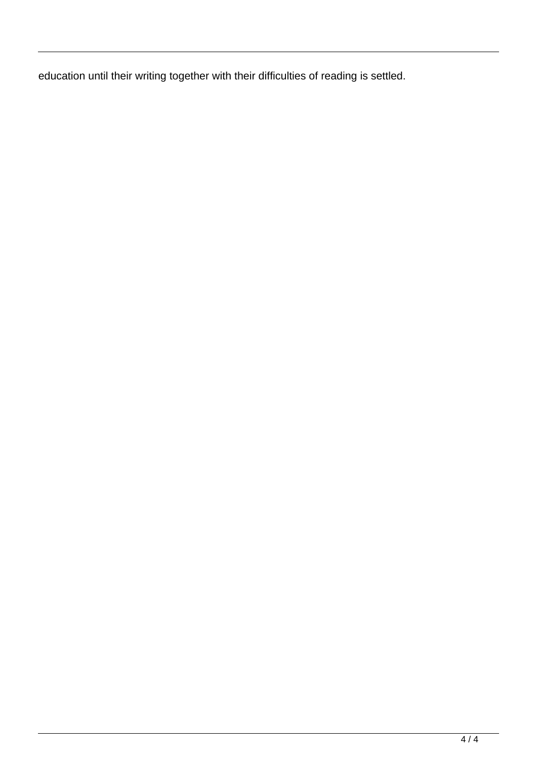education until their writing together with their difficulties of reading is settled.